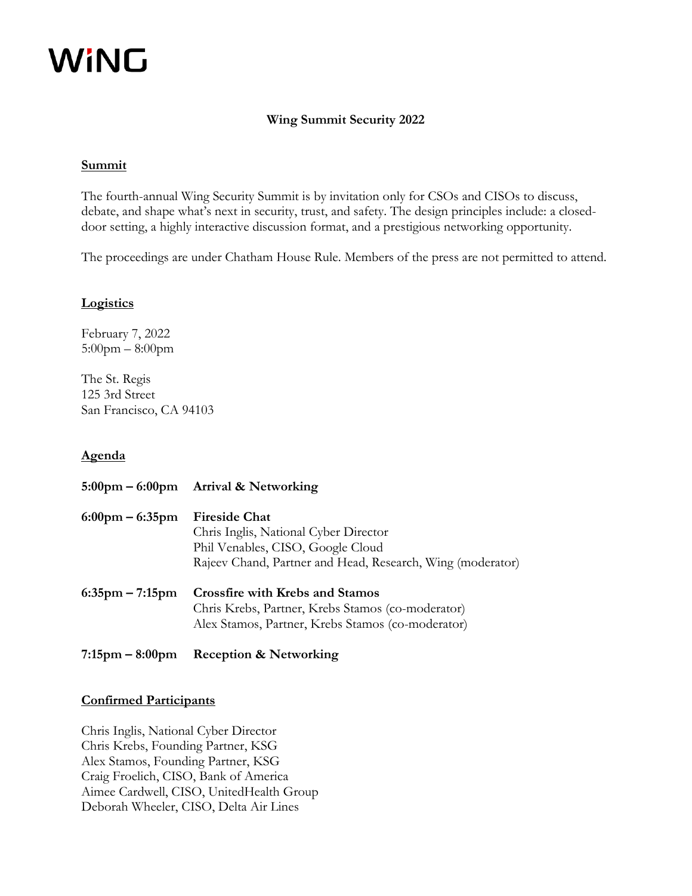WiNG

# Wing Summit Security 2022

## Summit

The fourth-annual Wing Security Summit is by invitation only for CSOs and CISOs to discuss, debate, and shape what's next in security, trust, and safety. The design principles include: a closed-door setting, a highly interactive discussion format, and a prestigious networking opportunity.

The proceedings are under Chatham House Rule. Members of the press are not permitted to attend.

## Logistics

February 7, 2022
5:00pm – 8:00pm

The St. Regis
125 3rd Street
San Francisco, CA 94103

## Agenda

**5:00pm – 6:00pm** **Arrival & Networking**

**6:00pm – 6:35pm** **Fireside Chat**
Chris Inglis, National Cyber Director
Phil Venables, CISO, Google Cloud
Rajeev Chand, Partner and Head, Research, Wing (moderator)

**6:35pm – 7:15pm** **Crossfire with Krebs and Stamos**
Chris Krebs, Partner, Krebs Stamos (co-moderator)
Alex Stamos, Partner, Krebs Stamos (co-moderator)

**7:15pm – 8:00pm** **Reception & Networking**

## Confirmed Participants

Chris Inglis, National Cyber Director
Chris Krebs, Founding Partner, KSG
Alex Stamos, Founding Partner, KSG
Craig Froelich, CISO, Bank of America
Aimee Cardwell, CISO, UnitedHealth Group
Deborah Wheeler, CISO, Delta Air Lines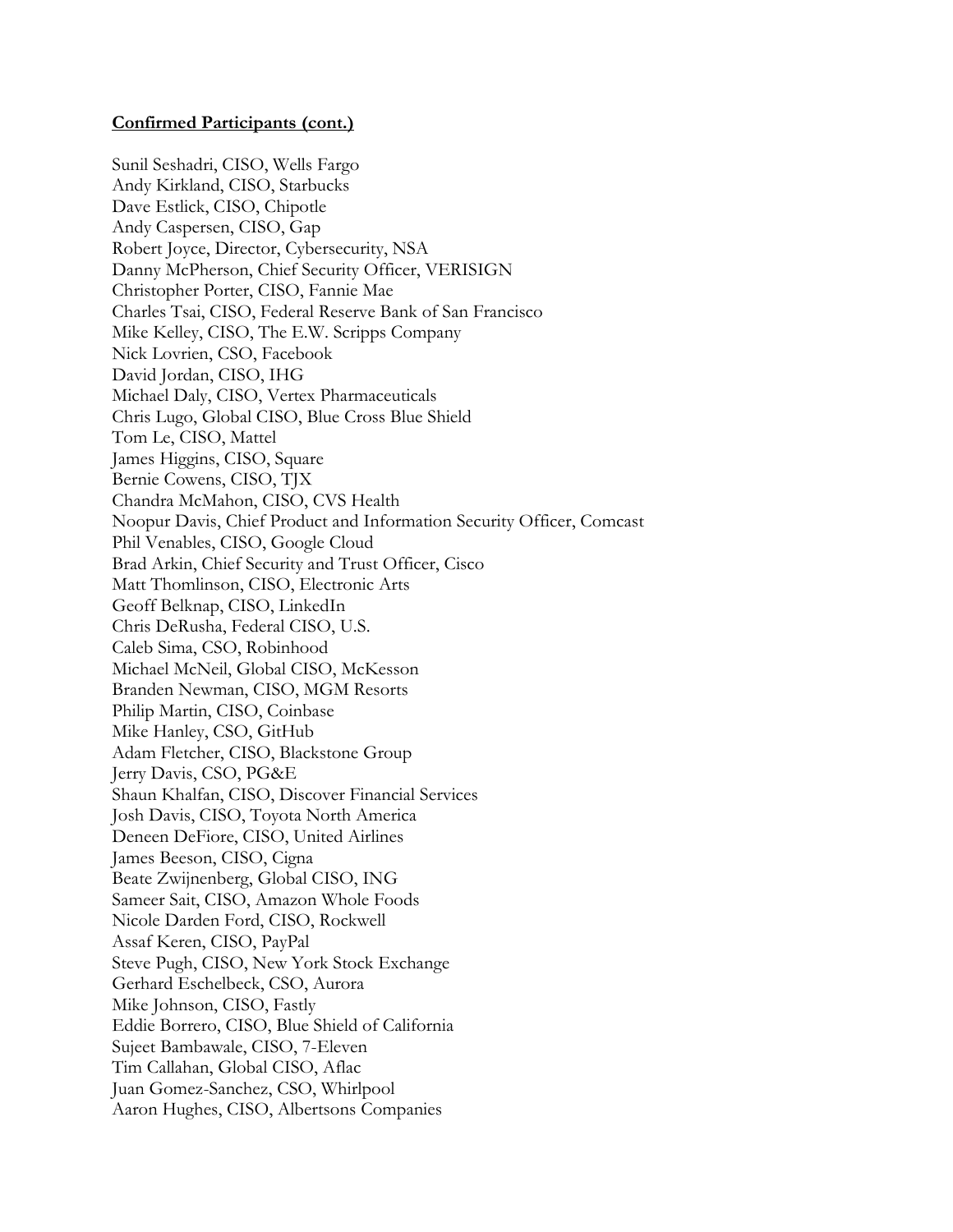**Confirmed Participants (cont.)**

Sunil Seshadri, CISO, Wells Fargo
Andy Kirkland, CISO, Starbucks
Dave Estlick, CISO, Chipotle
Andy Caspersen, CISO, Gap
Robert Joyce, Director, Cybersecurity, NSA
Danny McPherson, Chief Security Officer, VERISIGN
Christopher Porter, CISO, Fannie Mae
Charles Tsai, CISO, Federal Reserve Bank of San Francisco
Mike Kelley, CISO, The E.W. Scripps Company
Nick Lovrien, CSO, Facebook
David Jordan, CISO, IHG
Michael Daly, CISO, Vertex Pharmaceuticals
Chris Lugo, Global CISO, Blue Cross Blue Shield
Tom Le, CISO, Mattel
James Higgins, CISO, Square
Bernie Cowens, CISO, TJX
Chandra McMahon, CISO, CVS Health
Noopur Davis, Chief Product and Information Security Officer, Comcast
Phil Venables, CISO, Google Cloud
Brad Arkin, Chief Security and Trust Officer, Cisco
Matt Thomlinson, CISO, Electronic Arts
Geoff Belknap, CISO, LinkedIn
Chris DeRusha, Federal CISO, U.S.
Caleb Sima, CSO, Robinhood
Michael McNeil, Global CISO, McKesson
Branden Newman, CISO, MGM Resorts
Philip Martin, CISO, Coinbase
Mike Hanley, CSO, GitHub
Adam Fletcher, CISO, Blackstone Group
Jerry Davis, CSO, PG&E
Shaun Khalfan, CISO, Discover Financial Services
Josh Davis, CISO, Toyota North America
Deneen DeFiore, CISO, United Airlines
James Beeson, CISO, Cigna
Beate Zwijnenberg, Global CISO, ING
Sameer Sait, CISO, Amazon Whole Foods
Nicole Darden Ford, CISO, Rockwell
Assaf Keren, CISO, PayPal
Steve Pugh, CISO, New York Stock Exchange
Gerhard Eschelbeck, CSO, Aurora
Mike Johnson, CISO, Fastly
Eddie Borrero, CISO, Blue Shield of California
Sujeet Bambawale, CISO, 7-Eleven
Tim Callahan, Global CISO, Aflac
Juan Gomez-Sanchez, CSO, Whirlpool
Aaron Hughes, CISO, Albertsons Companies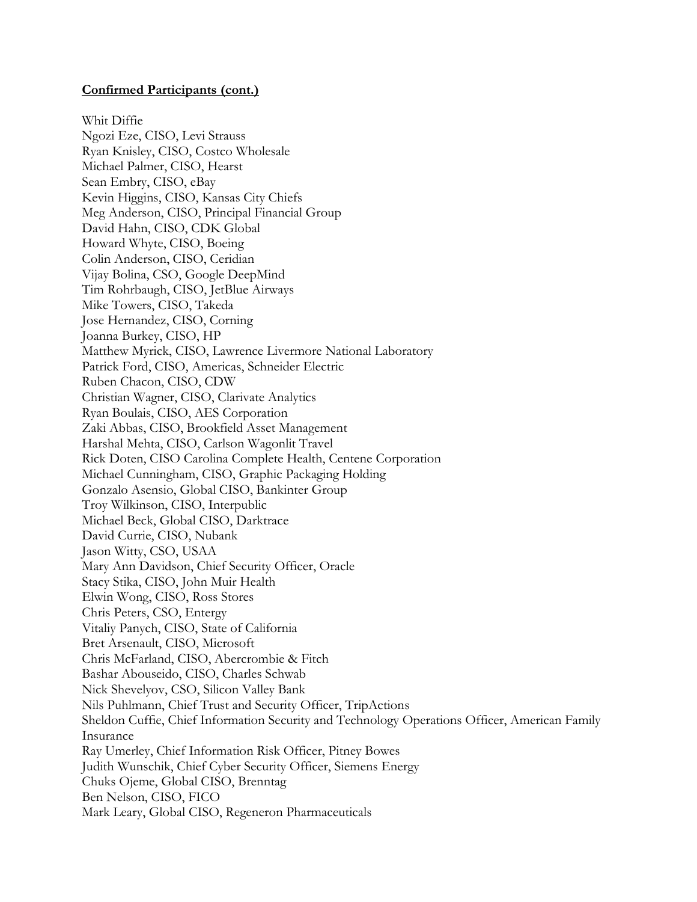**Confirmed Participants (cont.)**

Whit Diffie
Ngozi Eze, CISO, Levi Strauss
Ryan Knisley, CISO, Costco Wholesale
Michael Palmer, CISO, Hearst
Sean Embry, CISO, eBay
Kevin Higgins, CISO, Kansas City Chiefs
Meg Anderson, CISO, Principal Financial Group
David Hahn, CISO, CDK Global
Howard Whyte, CISO, Boeing
Colin Anderson, CISO, Ceridian
Vijay Bolina, CSO, Google DeepMind
Tim Rohrbaugh, CISO, JetBlue Airways
Mike Towers, CISO, Takeda
Jose Hernandez, CISO, Corning
Joanna Burkey, CISO, HP
Matthew Myrick, CISO, Lawrence Livermore National Laboratory
Patrick Ford, CISO, Americas, Schneider Electric
Ruben Chacon, CISO, CDW
Christian Wagner, CISO, Clarivate Analytics
Ryan Boulais, CISO, AES Corporation
Zaki Abbas, CISO, Brookfield Asset Management
Harshal Mehta, CISO, Carlson Wagonlit Travel
Rick Doten, CISO Carolina Complete Health, Centene Corporation
Michael Cunningham, CISO, Graphic Packaging Holding
Gonzalo Asensio, Global CISO, Bankinter Group
Troy Wilkinson, CISO, Interpublic
Michael Beck, Global CISO, Darktrace
David Currie, CISO, Nubank
Jason Witty, CSO, USAA
Mary Ann Davidson, Chief Security Officer, Oracle
Stacy Stika, CISO, John Muir Health
Elwin Wong, CISO, Ross Stores
Chris Peters, CSO, Entergy
Vitaliy Panych, CISO, State of California
Bret Arsenault, CISO, Microsoft
Chris McFarland, CISO, Abercrombie & Fitch
Bashar Abouseido, CISO, Charles Schwab
Nick Shevelyov, CSO, Silicon Valley Bank
Nils Puhlmann, Chief Trust and Security Officer, TripActions
Sheldon Cuffie, Chief Information Security and Technology Operations Officer, American Family Insurance
Ray Umerley, Chief Information Risk Officer, Pitney Bowes
Judith Wunschik, Chief Cyber Security Officer, Siemens Energy
Chuks Ojeme, Global CISO, Brenntag
Ben Nelson, CISO, FICO
Mark Leary, Global CISO, Regeneron Pharmaceuticals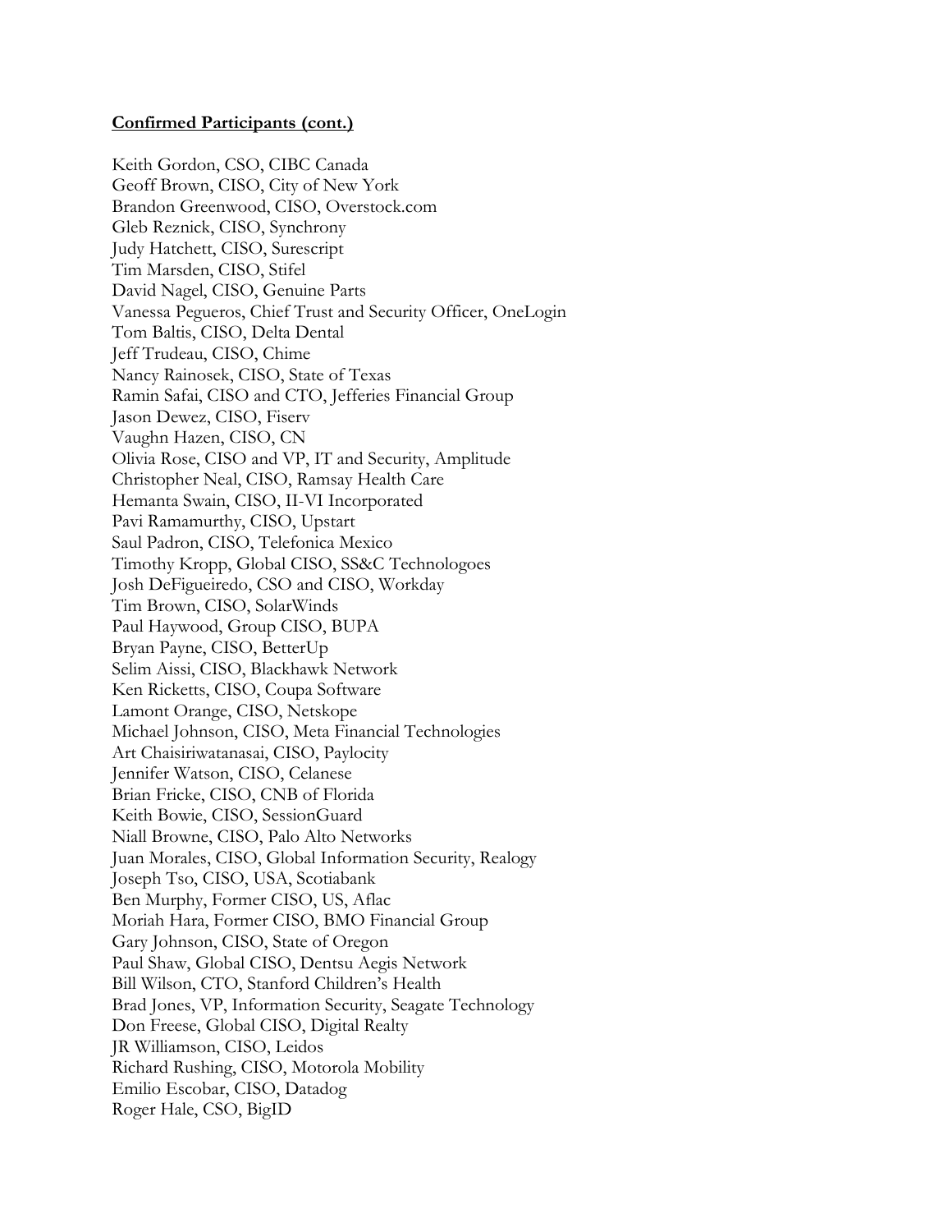**Confirmed Participants (cont.)**

Keith Gordon, CSO, CIBC Canada
Geoff Brown, CISO, City of New York
Brandon Greenwood, CISO, Overstock.com
Gleb Reznick, CISO, Synchrony
Judy Hatchett, CISO, Surescript
Tim Marsden, CISO, Stifel
David Nagel, CISO, Genuine Parts
Vanessa Pegueros, Chief Trust and Security Officer, OneLogin
Tom Baltis, CISO, Delta Dental
Jeff Trudeau, CISO, Chime
Nancy Rainosek, CISO, State of Texas
Ramin Safai, CISO and CTO, Jefferies Financial Group
Jason Dewez, CISO, Fiserv
Vaughn Hazen, CISO, CN
Olivia Rose, CISO and VP, IT and Security, Amplitude
Christopher Neal, CISO, Ramsay Health Care
Hemanta Swain, CISO, II-VI Incorporated
Pavi Ramamurthy, CISO, Upstart
Saul Padron, CISO, Telefonica Mexico
Timothy Kropp, Global CISO, SS&C Technologoes
Josh DeFigueiredo, CSO and CISO, Workday
Tim Brown, CISO, SolarWinds
Paul Haywood, Group CISO, BUPA
Bryan Payne, CISO, BetterUp
Selim Aissi, CISO, Blackhawk Network
Ken Ricketts, CISO, Coupa Software
Lamont Orange, CISO, Netskope
Michael Johnson, CISO, Meta Financial Technologies
Art Chaisiriwatanasai, CISO, Paylocity
Jennifer Watson, CISO, Celanese
Brian Fricke, CISO, CNB of Florida
Keith Bowie, CISO, SessionGuard
Niall Browne, CISO, Palo Alto Networks
Juan Morales, CISO, Global Information Security, Realogy
Joseph Tso, CISO, USA, Scotiabank
Ben Murphy, Former CISO, US, Aflac
Moriah Hara, Former CISO, BMO Financial Group
Gary Johnson, CISO, State of Oregon
Paul Shaw, Global CISO, Dentsu Aegis Network
Bill Wilson, CTO, Stanford Children's Health
Brad Jones, VP, Information Security, Seagate Technology
Don Freese, Global CISO, Digital Realty
JR Williamson, CISO, Leidos
Richard Rushing, CISO, Motorola Mobility
Emilio Escobar, CISO, Datadog
Roger Hale, CSO, BigID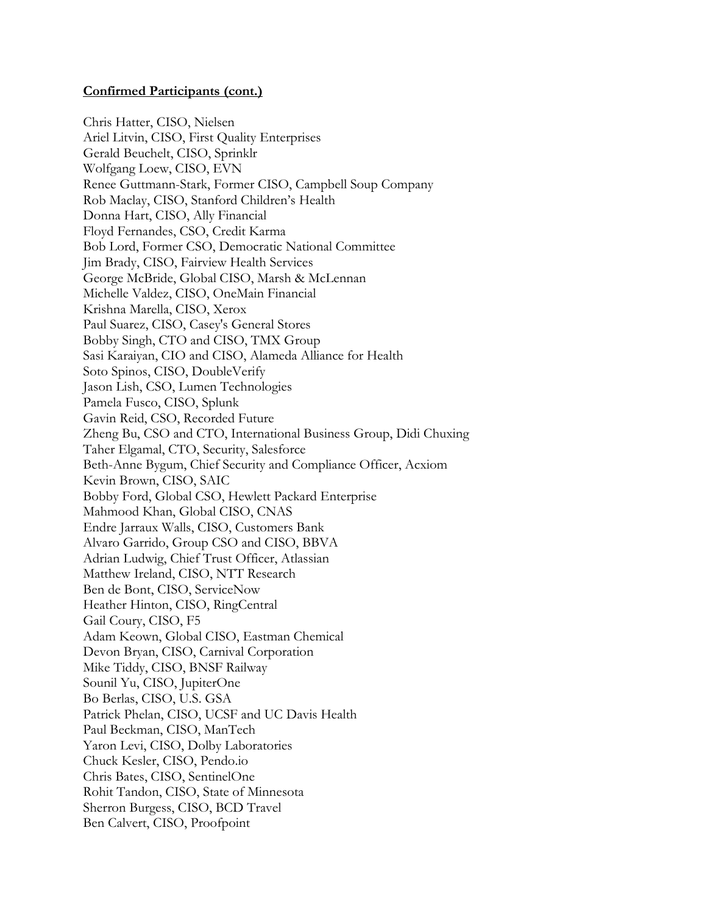**Confirmed Participants (cont.)**

Chris Hatter, CISO, Nielsen
Ariel Litvin, CISO, First Quality Enterprises
Gerald Beuchelt, CISO, Sprinklr
Wolfgang Loew, CISO, EVN
Renee Guttmann-Stark, Former CISO, Campbell Soup Company
Rob Maclay, CISO, Stanford Children's Health
Donna Hart, CISO, Ally Financial
Floyd Fernandes, CSO, Credit Karma
Bob Lord, Former CSO, Democratic National Committee
Jim Brady, CISO, Fairview Health Services
George McBride, Global CISO, Marsh & McLennan
Michelle Valdez, CISO, OneMain Financial
Krishna Marella, CISO, Xerox
Paul Suarez, CISO, Casey's General Stores
Bobby Singh, CTO and CISO, TMX Group
Sasi Karaiyan, CIO and CISO, Alameda Alliance for Health
Soto Spinos, CISO, DoubleVerify
Jason Lish, CSO, Lumen Technologies
Pamela Fusco, CISO, Splunk
Gavin Reid, CSO, Recorded Future
Zheng Bu, CSO and CTO, International Business Group, Didi Chuxing
Taher Elgamal, CTO, Security, Salesforce
Beth-Anne Bygum, Chief Security and Compliance Officer, Acxiom
Kevin Brown, CISO, SAIC
Bobby Ford, Global CSO, Hewlett Packard Enterprise
Mahmood Khan, Global CISO, CNAS
Endre Jarraux Walls, CISO, Customers Bank
Alvaro Garrido, Group CSO and CISO, BBVA
Adrian Ludwig, Chief Trust Officer, Atlassian
Matthew Ireland, CISO, NTT Research
Ben de Bont, CISO, ServiceNow
Heather Hinton, CISO, RingCentral
Gail Coury, CISO, F5
Adam Keown, Global CISO, Eastman Chemical
Devon Bryan, CISO, Carnival Corporation
Mike Tiddy, CISO, BNSF Railway
Sounil Yu, CISO, JupiterOne
Bo Berlas, CISO, U.S. GSA
Patrick Phelan, CISO, UCSF and UC Davis Health
Paul Beckman, CISO, ManTech
Yaron Levi, CISO, Dolby Laboratories
Chuck Kesler, CISO, Pendo.io
Chris Bates, CISO, SentinelOne
Rohit Tandon, CISO, State of Minnesota
Sherron Burgess, CISO, BCD Travel
Ben Calvert, CISO, Proofpoint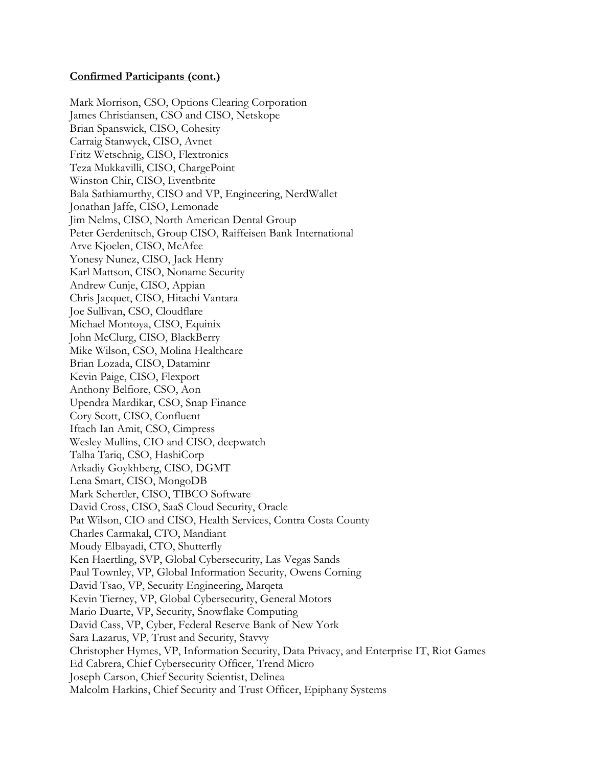**Confirmed Participants (cont.)**

Mark Morrison, CSO, Options Clearing Corporation
James Christiansen, CSO and CISO, Netskope
Brian Spanswick, CISO, Cohesity
Carraig Stanwyck, CISO, Avnet
Fritz Wetschnig, CISO, Flextronics
Teza Mukkavilli, CISO, ChargePoint
Winston Chir, CISO, Eventbrite
Bala Sathiamurthy, CISO and VP, Engineering, NerdWallet
Jonathan Jaffe, CISO, Lemonade
Jim Nelms, CISO, North American Dental Group
Peter Gerdenitsch, Group CISO, Raiffeisen Bank International
Arve Kjoelen, CISO, McAfee
Yonesy Nunez, CISO, Jack Henry
Karl Mattson, CISO, Noname Security
Andrew Cunje, CISO, Appian
Chris Jacquet, CISO, Hitachi Vantara
Joe Sullivan, CSO, Cloudflare
Michael Montoya, CISO, Equinix
John McClurg, CISO, BlackBerry
Mike Wilson, CSO, Molina Healthcare
Brian Lozada, CISO, Dataminr
Kevin Paige, CISO, Flexport
Anthony Belfiore, CSO, Aon
Upendra Mardikar, CSO, Snap Finance
Cory Scott, CISO, Confluent
Iftach Ian Amit, CSO, Cimpress
Wesley Mullins, CIO and CISO, deepwatch
Talha Tariq, CSO, HashiCorp
Arkadiy Goykhberg, CISO, DGMT
Lena Smart, CISO, MongoDB
Mark Schertler, CISO, TIBCO Software
David Cross, CISO, SaaS Cloud Security, Oracle
Pat Wilson, CIO and CISO, Health Services, Contra Costa County
Charles Carmakal, CTO, Mandiant
Moudy Elbayadi, CTO, Shutterfly
Ken Haertling, SVP, Global Cybersecurity, Las Vegas Sands
Paul Townley, VP, Global Information Security, Owens Corning
David Tsao, VP, Security Engineering, Marqeta
Kevin Tierney, VP, Global Cybersecurity, General Motors
Mario Duarte, VP, Security, Snowflake Computing
David Cass, VP, Cyber, Federal Reserve Bank of New York
Sara Lazarus, VP, Trust and Security, Stavvy
Christopher Hymes, VP, Information Security, Data Privacy, and Enterprise IT, Riot Games
Ed Cabrera, Chief Cybersecurity Officer, Trend Micro
Joseph Carson, Chief Security Scientist, Delinea
Malcolm Harkins, Chief Security and Trust Officer, Epiphany Systems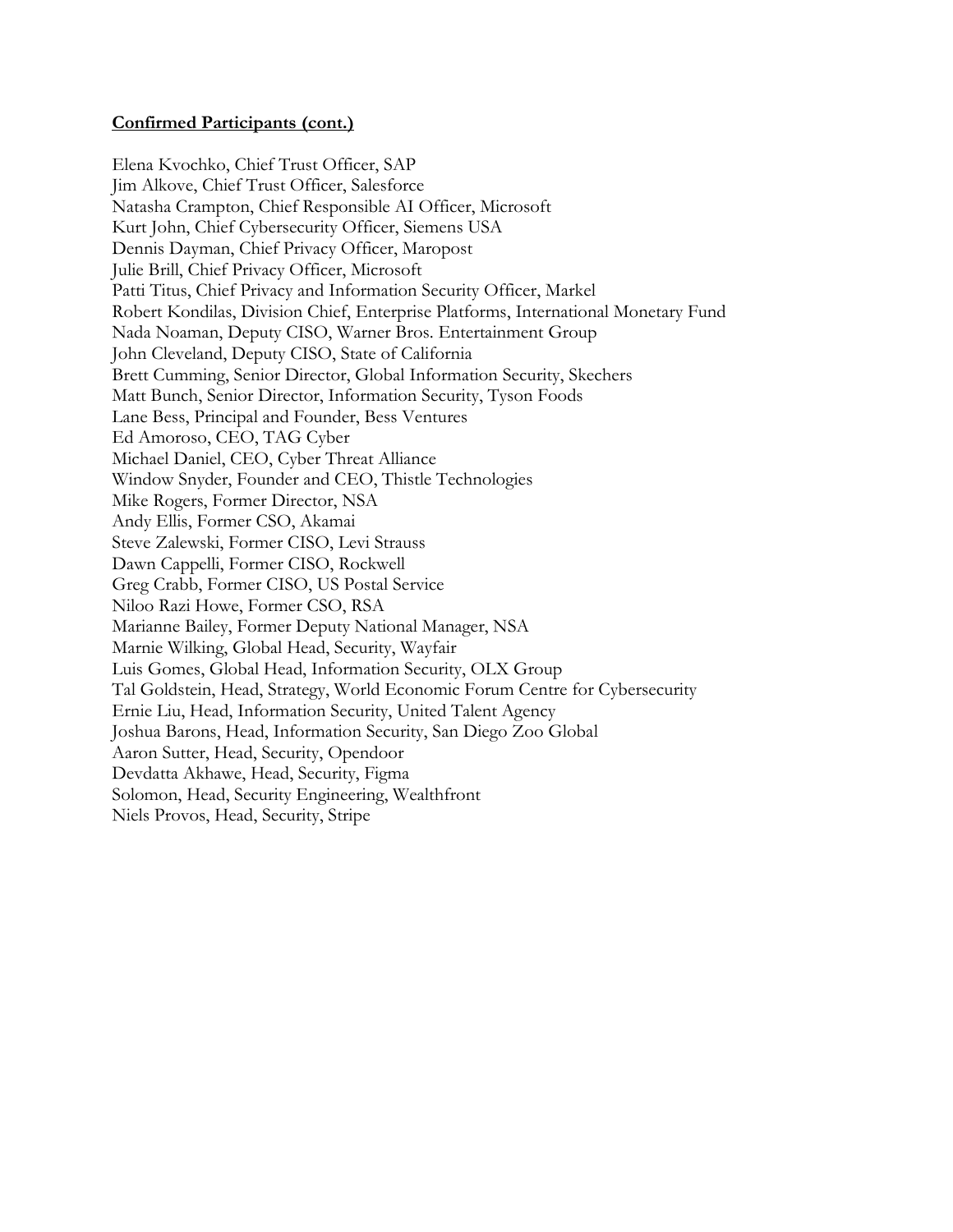**Confirmed Participants (cont.)**

Elena Kvochko, Chief Trust Officer, SAP
Jim Alkove, Chief Trust Officer, Salesforce
Natasha Crampton, Chief Responsible AI Officer, Microsoft
Kurt John, Chief Cybersecurity Officer, Siemens USA
Dennis Dayman, Chief Privacy Officer, Maropost
Julie Brill, Chief Privacy Officer, Microsoft
Patti Titus, Chief Privacy and Information Security Officer, Markel
Robert Kondilas, Division Chief, Enterprise Platforms, International Monetary Fund
Nada Noaman, Deputy CISO, Warner Bros. Entertainment Group
John Cleveland, Deputy CISO, State of California
Brett Cumming, Senior Director, Global Information Security, Skechers
Matt Bunch, Senior Director, Information Security, Tyson Foods
Lane Bess, Principal and Founder, Bess Ventures
Ed Amoroso, CEO, TAG Cyber
Michael Daniel, CEO, Cyber Threat Alliance
Window Snyder, Founder and CEO, Thistle Technologies
Mike Rogers, Former Director, NSA
Andy Ellis, Former CSO, Akamai
Steve Zalewski, Former CISO, Levi Strauss
Dawn Cappelli, Former CISO, Rockwell
Greg Crabb, Former CISO, US Postal Service
Niloo Razi Howe, Former CSO, RSA
Marianne Bailey, Former Deputy National Manager, NSA
Marnie Wilking, Global Head, Security, Wayfair
Luis Gomes, Global Head, Information Security, OLX Group
Tal Goldstein, Head, Strategy, World Economic Forum Centre for Cybersecurity
Ernie Liu, Head, Information Security, United Talent Agency
Joshua Barons, Head, Information Security, San Diego Zoo Global
Aaron Sutter, Head, Security, Opendoor
Devdatta Akhawe, Head, Security, Figma
Solomon, Head, Security Engineering, Wealthfront
Niels Provos, Head, Security, Stripe